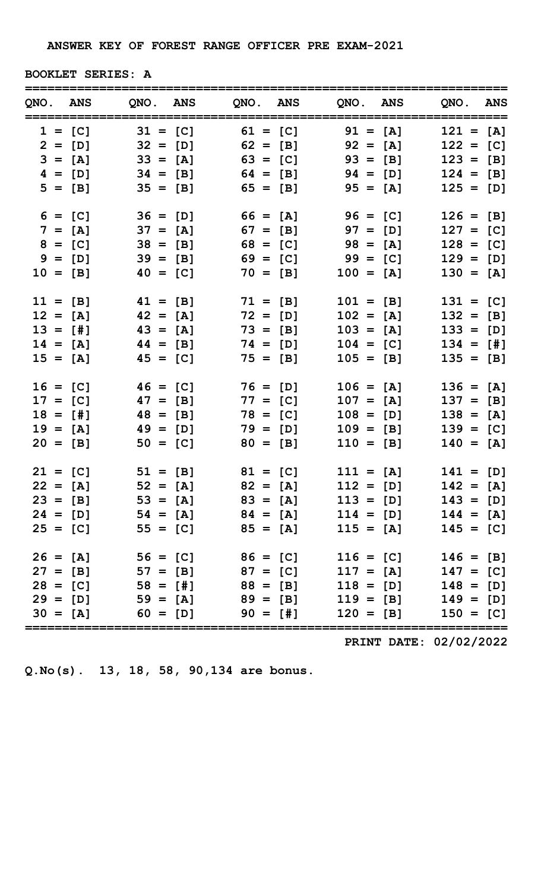ANSWER KEY OF FOREST RANGE OFFICER PRE EXAM-2021

BOOKLET SERIES: A

| QNO. | ANS | QNO. | ANS | QNO. | ANS | QNO. | ANS | QNO. | ANS |
|---|---|---|---|---|---|---|---|---|---|
| 1 = | [C] | 31 = | [C] | 61 = | [C] | 91 = | [A] | 121 = | [A] |
| 2 = | [D] | 32 = | [D] | 62 = | [B] | 92 = | [A] | 122 = | [C] |
| 3 = | [A] | 33 = | [A] | 63 = | [C] | 93 = | [B] | 123 = | [B] |
| 4 = | [D] | 34 = | [B] | 64 = | [B] | 94 = | [D] | 124 = | [B] |
| 5 = | [B] | 35 = | [B] | 65 = | [B] | 95 = | [A] | 125 = | [D] |
| 6 = | [C] | 36 = | [D] | 66 = | [A] | 96 = | [C] | 126 = | [B] |
| 7 = | [A] | 37 = | [A] | 67 = | [B] | 97 = | [D] | 127 = | [C] |
| 8 = | [C] | 38 = | [B] | 68 = | [C] | 98 = | [A] | 128 = | [C] |
| 9 = | [D] | 39 = | [B] | 69 = | [C] | 99 = | [C] | 129 = | [D] |
| 10 = | [B] | 40 = | [C] | 70 = | [B] | 100 = | [A] | 130 = | [A] |
| 11 = | [B] | 41 = | [B] | 71 = | [B] | 101 = | [B] | 131 = | [C] |
| 12 = | [A] | 42 = | [A] | 72 = | [D] | 102 = | [A] | 132 = | [B] |
| 13 = | [#] | 43 = | [A] | 73 = | [B] | 103 = | [A] | 133 = | [D] |
| 14 = | [A] | 44 = | [B] | 74 = | [D] | 104 = | [C] | 134 = | [#] |
| 15 = | [A] | 45 = | [C] | 75 = | [B] | 105 = | [B] | 135 = | [B] |
| 16 = | [C] | 46 = | [C] | 76 = | [D] | 106 = | [A] | 136 = | [A] |
| 17 = | [C] | 47 = | [B] | 77 = | [C] | 107 = | [A] | 137 = | [B] |
| 18 = | [#] | 48 = | [B] | 78 = | [C] | 108 = | [D] | 138 = | [A] |
| 19 = | [A] | 49 = | [D] | 79 = | [D] | 109 = | [B] | 139 = | [C] |
| 20 = | [B] | 50 = | [C] | 80 = | [B] | 110 = | [B] | 140 = | [A] |
| 21 = | [C] | 51 = | [B] | 81 = | [C] | 111 = | [A] | 141 = | [D] |
| 22 = | [A] | 52 = | [A] | 82 = | [A] | 112 = | [D] | 142 = | [A] |
| 23 = | [B] | 53 = | [A] | 83 = | [A] | 113 = | [D] | 143 = | [D] |
| 24 = | [D] | 54 = | [A] | 84 = | [A] | 114 = | [D] | 144 = | [A] |
| 25 = | [C] | 55 = | [C] | 85 = | [A] | 115 = | [A] | 145 = | [C] |
| 26 = | [A] | 56 = | [C] | 86 = | [C] | 116 = | [C] | 146 = | [B] |
| 27 = | [B] | 57 = | [B] | 87 = | [C] | 117 = | [A] | 147 = | [C] |
| 28 = | [C] | 58 = | [#] | 88 = | [B] | 118 = | [D] | 148 = | [D] |
| 29 = | [D] | 59 = | [A] | 89 = | [B] | 119 = | [B] | 149 = | [D] |
| 30 = | [A] | 60 = | [D] | 90 = | [#] | 120 = | [B] | 150 = | [C] |

PRINT DATE: 02/02/2022

Q.No(s). 13, 18, 58, 90,134 are bonus.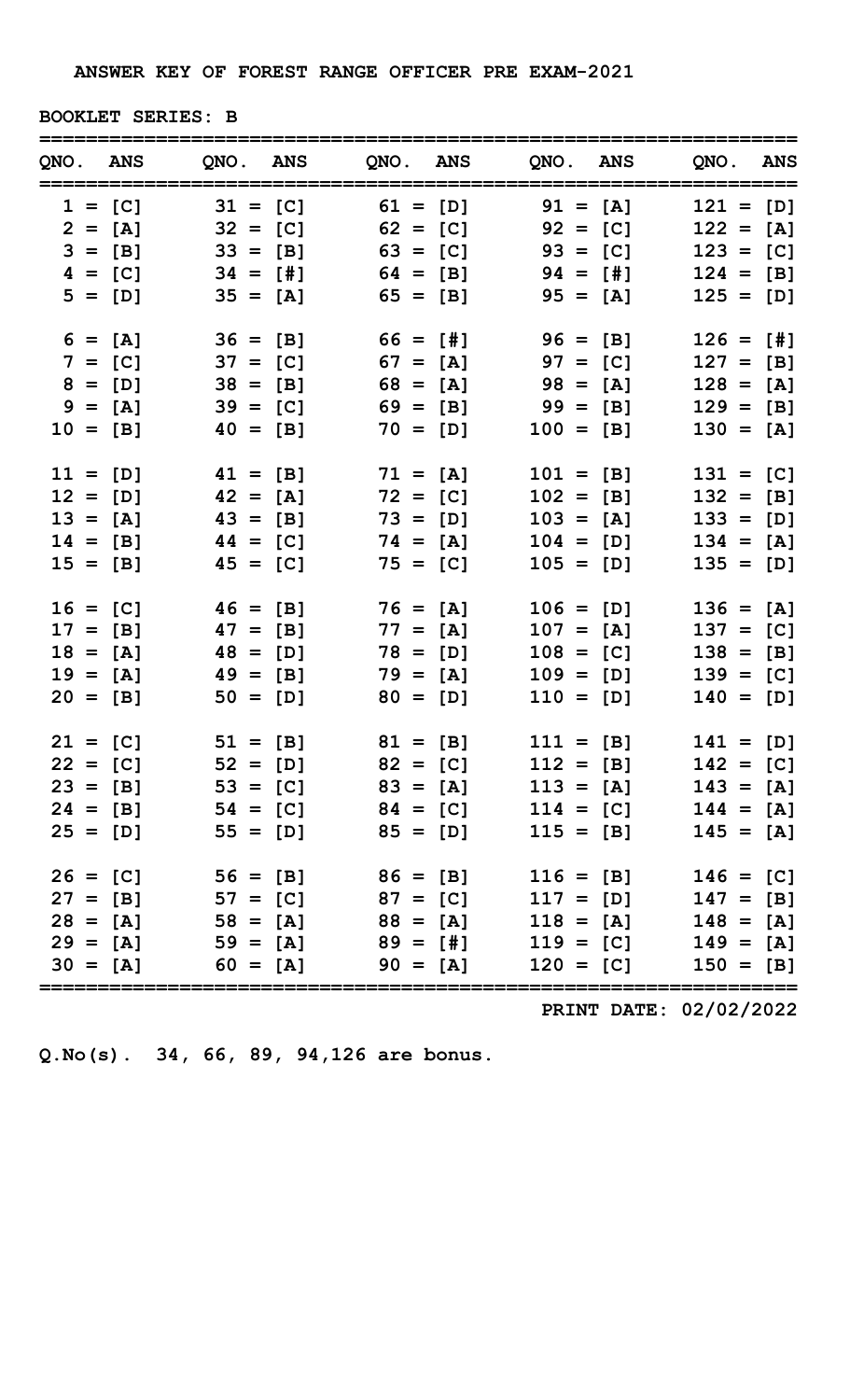ANSWER KEY OF FOREST RANGE OFFICER PRE EXAM-2021

BOOKLET SERIES: B

| QNO. | ANS | QNO. | ANS | QNO. | ANS | QNO. | ANS | QNO. | ANS |
|---|---|---|---|---|---|---|---|---|---|
| 1 | [C] | 31 | [C] | 61 | [D] | 91 | [A] | 121 | [D] |
| 2 | [A] | 32 | [C] | 62 | [C] | 92 | [C] | 122 | [A] |
| 3 | [B] | 33 | [B] | 63 | [C] | 93 | [C] | 123 | [C] |
| 4 | [C] | 34 | [#] | 64 | [B] | 94 | [#] | 124 | [B] |
| 5 | [D] | 35 | [A] | 65 | [B] | 95 | [A] | 125 | [D] |
| 6 | [A] | 36 | [B] | 66 | [#] | 96 | [B] | 126 | [#] |
| 7 | [C] | 37 | [C] | 67 | [A] | 97 | [C] | 127 | [B] |
| 8 | [D] | 38 | [B] | 68 | [A] | 98 | [A] | 128 | [A] |
| 9 | [A] | 39 | [C] | 69 | [B] | 99 | [B] | 129 | [B] |
| 10 | [B] | 40 | [B] | 70 | [D] | 100 | [B] | 130 | [A] |
| 11 | [D] | 41 | [B] | 71 | [A] | 101 | [B] | 131 | [C] |
| 12 | [D] | 42 | [A] | 72 | [C] | 102 | [B] | 132 | [B] |
| 13 | [A] | 43 | [B] | 73 | [D] | 103 | [A] | 133 | [D] |
| 14 | [B] | 44 | [C] | 74 | [A] | 104 | [D] | 134 | [A] |
| 15 | [B] | 45 | [C] | 75 | [C] | 105 | [D] | 135 | [D] |
| 16 | [C] | 46 | [B] | 76 | [A] | 106 | [D] | 136 | [A] |
| 17 | [B] | 47 | [B] | 77 | [A] | 107 | [A] | 137 | [C] |
| 18 | [A] | 48 | [D] | 78 | [D] | 108 | [C] | 138 | [B] |
| 19 | [A] | 49 | [B] | 79 | [A] | 109 | [D] | 139 | [C] |
| 20 | [B] | 50 | [D] | 80 | [D] | 110 | [D] | 140 | [D] |
| 21 | [C] | 51 | [B] | 81 | [B] | 111 | [B] | 141 | [D] |
| 22 | [C] | 52 | [D] | 82 | [C] | 112 | [B] | 142 | [C] |
| 23 | [B] | 53 | [C] | 83 | [A] | 113 | [A] | 143 | [A] |
| 24 | [B] | 54 | [C] | 84 | [C] | 114 | [C] | 144 | [A] |
| 25 | [D] | 55 | [D] | 85 | [D] | 115 | [B] | 145 | [A] |
| 26 | [C] | 56 | [B] | 86 | [B] | 116 | [B] | 146 | [C] |
| 27 | [B] | 57 | [C] | 87 | [C] | 117 | [D] | 147 | [B] |
| 28 | [A] | 58 | [A] | 88 | [A] | 118 | [A] | 148 | [A] |
| 29 | [A] | 59 | [A] | 89 | [#] | 119 | [C] | 149 | [A] |
| 30 | [A] | 60 | [A] | 90 | [A] | 120 | [C] | 150 | [B] |

PRINT DATE: 02/02/2022

Q.No(s). 34, 66, 89, 94,126 are bonus.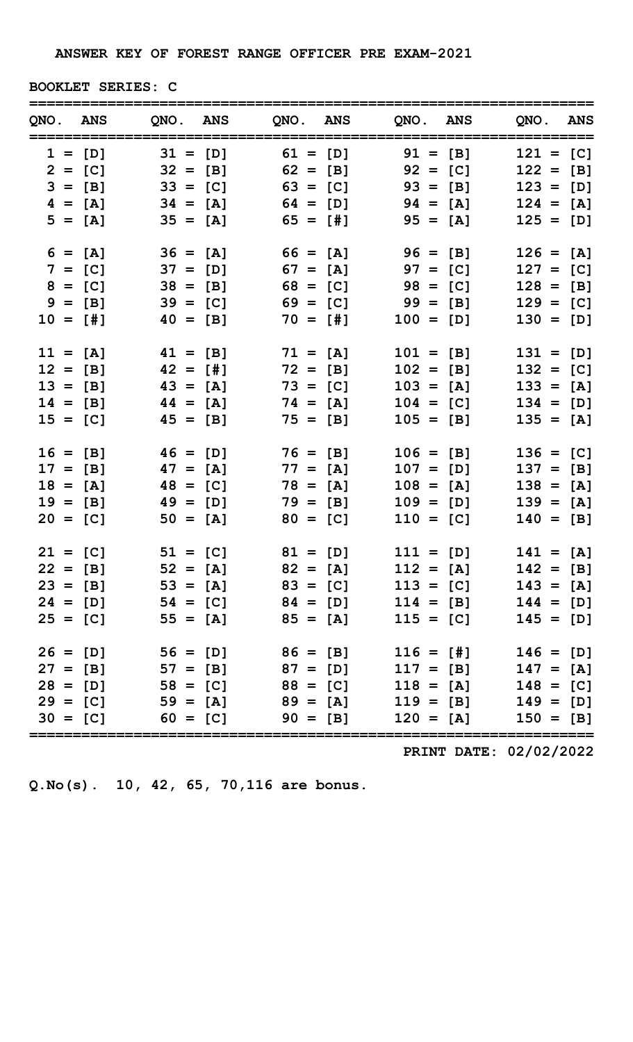ANSWER KEY OF FOREST RANGE OFFICER PRE EXAM-2021

BOOKLET SERIES: C

| QNO. | ANS | QNO. | ANS | QNO. | ANS | QNO. | ANS | QNO. | ANS |
|---|---|---|---|---|---|---|---|---|---|
| 1 | [D] | 31 | [D] | 61 | [D] | 91 | [B] | 121 | [C] |
| 2 | [C] | 32 | [B] | 62 | [B] | 92 | [C] | 122 | [B] |
| 3 | [B] | 33 | [C] | 63 | [C] | 93 | [B] | 123 | [D] |
| 4 | [A] | 34 | [A] | 64 | [D] | 94 | [A] | 124 | [A] |
| 5 | [A] | 35 | [A] | 65 | [#] | 95 | [A] | 125 | [D] |
| 6 | [A] | 36 | [A] | 66 | [A] | 96 | [B] | 126 | [A] |
| 7 | [C] | 37 | [D] | 67 | [A] | 97 | [C] | 127 | [C] |
| 8 | [C] | 38 | [B] | 68 | [C] | 98 | [C] | 128 | [B] |
| 9 | [B] | 39 | [C] | 69 | [C] | 99 | [B] | 129 | [C] |
| 10 | [#] | 40 | [B] | 70 | [#] | 100 | [D] | 130 | [D] |
| 11 | [A] | 41 | [B] | 71 | [A] | 101 | [B] | 131 | [D] |
| 12 | [B] | 42 | [#] | 72 | [B] | 102 | [B] | 132 | [C] |
| 13 | [B] | 43 | [A] | 73 | [C] | 103 | [A] | 133 | [A] |
| 14 | [B] | 44 | [A] | 74 | [A] | 104 | [C] | 134 | [D] |
| 15 | [C] | 45 | [B] | 75 | [B] | 105 | [B] | 135 | [A] |
| 16 | [B] | 46 | [D] | 76 | [B] | 106 | [B] | 136 | [C] |
| 17 | [B] | 47 | [A] | 77 | [A] | 107 | [D] | 137 | [B] |
| 18 | [A] | 48 | [C] | 78 | [A] | 108 | [A] | 138 | [A] |
| 19 | [B] | 49 | [D] | 79 | [B] | 109 | [D] | 139 | [A] |
| 20 | [C] | 50 | [A] | 80 | [C] | 110 | [C] | 140 | [B] |
| 21 | [C] | 51 | [C] | 81 | [D] | 111 | [D] | 141 | [A] |
| 22 | [B] | 52 | [A] | 82 | [A] | 112 | [A] | 142 | [B] |
| 23 | [B] | 53 | [A] | 83 | [C] | 113 | [C] | 143 | [A] |
| 24 | [D] | 54 | [C] | 84 | [D] | 114 | [B] | 144 | [D] |
| 25 | [C] | 55 | [A] | 85 | [A] | 115 | [C] | 145 | [D] |
| 26 | [D] | 56 | [D] | 86 | [B] | 116 | [#] | 146 | [D] |
| 27 | [B] | 57 | [B] | 87 | [D] | 117 | [B] | 147 | [A] |
| 28 | [D] | 58 | [C] | 88 | [C] | 118 | [A] | 148 | [C] |
| 29 | [C] | 59 | [A] | 89 | [A] | 119 | [B] | 149 | [D] |
| 30 | [C] | 60 | [C] | 90 | [B] | 120 | [A] | 150 | [B] |

PRINT DATE: 02/02/2022

Q.No(s). 10, 42, 65, 70,116 are bonus.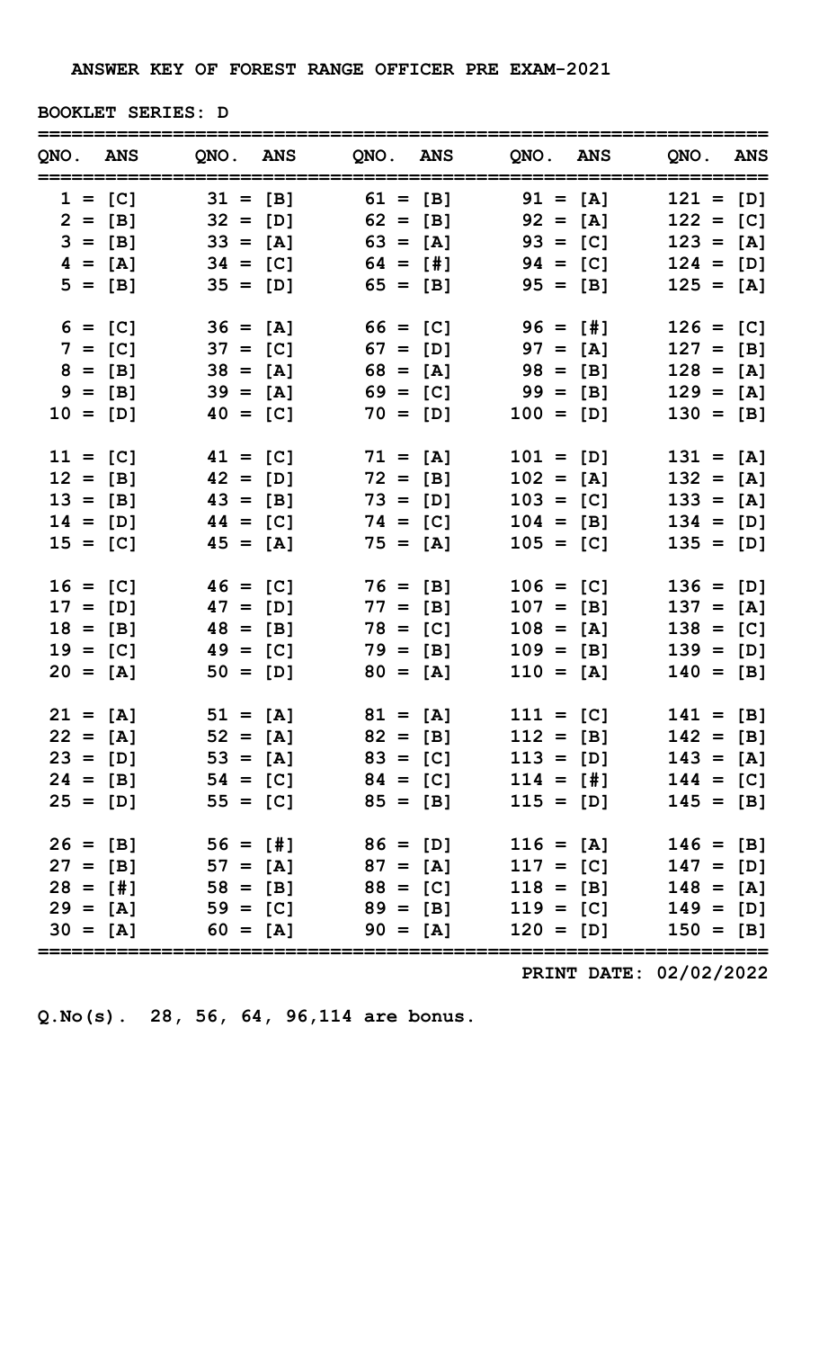ANSWER KEY OF FOREST RANGE OFFICER PRE EXAM-2021

BOOKLET SERIES: D

| QNO. | ANS | QNO. | ANS | QNO. | ANS | QNO. | ANS | QNO. | ANS |
|---|---|---|---|---|---|---|---|---|---|
| 1 | [C] | 31 | [B] | 61 | [B] | 91 | [A] | 121 | [D] |
| 2 | [B] | 32 | [D] | 62 | [B] | 92 | [A] | 122 | [C] |
| 3 | [B] | 33 | [A] | 63 | [A] | 93 | [C] | 123 | [A] |
| 4 | [A] | 34 | [C] | 64 | [#] | 94 | [C] | 124 | [D] |
| 5 | [B] | 35 | [D] | 65 | [B] | 95 | [B] | 125 | [A] |
| 6 | [C] | 36 | [A] | 66 | [C] | 96 | [#] | 126 | [C] |
| 7 | [C] | 37 | [C] | 67 | [D] | 97 | [A] | 127 | [B] |
| 8 | [B] | 38 | [A] | 68 | [A] | 98 | [B] | 128 | [A] |
| 9 | [B] | 39 | [A] | 69 | [C] | 99 | [B] | 129 | [A] |
| 10 | [D] | 40 | [C] | 70 | [D] | 100 | [D] | 130 | [B] |
| 11 | [C] | 41 | [C] | 71 | [A] | 101 | [D] | 131 | [A] |
| 12 | [B] | 42 | [D] | 72 | [B] | 102 | [A] | 132 | [A] |
| 13 | [B] | 43 | [B] | 73 | [D] | 103 | [C] | 133 | [A] |
| 14 | [D] | 44 | [C] | 74 | [C] | 104 | [B] | 134 | [D] |
| 15 | [C] | 45 | [A] | 75 | [A] | 105 | [C] | 135 | [D] |
| 16 | [C] | 46 | [C] | 76 | [B] | 106 | [C] | 136 | [D] |
| 17 | [D] | 47 | [D] | 77 | [B] | 107 | [B] | 137 | [A] |
| 18 | [B] | 48 | [B] | 78 | [C] | 108 | [A] | 138 | [C] |
| 19 | [C] | 49 | [C] | 79 | [B] | 109 | [B] | 139 | [D] |
| 20 | [A] | 50 | [D] | 80 | [A] | 110 | [A] | 140 | [B] |
| 21 | [A] | 51 | [A] | 81 | [A] | 111 | [C] | 141 | [B] |
| 22 | [A] | 52 | [A] | 82 | [B] | 112 | [B] | 142 | [B] |
| 23 | [D] | 53 | [A] | 83 | [C] | 113 | [D] | 143 | [A] |
| 24 | [B] | 54 | [C] | 84 | [C] | 114 | [#] | 144 | [C] |
| 25 | [D] | 55 | [C] | 85 | [B] | 115 | [D] | 145 | [B] |
| 26 | [B] | 56 | [#] | 86 | [D] | 116 | [A] | 146 | [B] |
| 27 | [B] | 57 | [A] | 87 | [A] | 117 | [C] | 147 | [D] |
| 28 | [#] | 58 | [B] | 88 | [C] | 118 | [B] | 148 | [A] |
| 29 | [A] | 59 | [C] | 89 | [B] | 119 | [C] | 149 | [D] |
| 30 | [A] | 60 | [A] | 90 | [A] | 120 | [D] | 150 | [B] |

PRINT DATE: 02/02/2022

Q.No(s). 28, 56, 64, 96,114 are bonus.